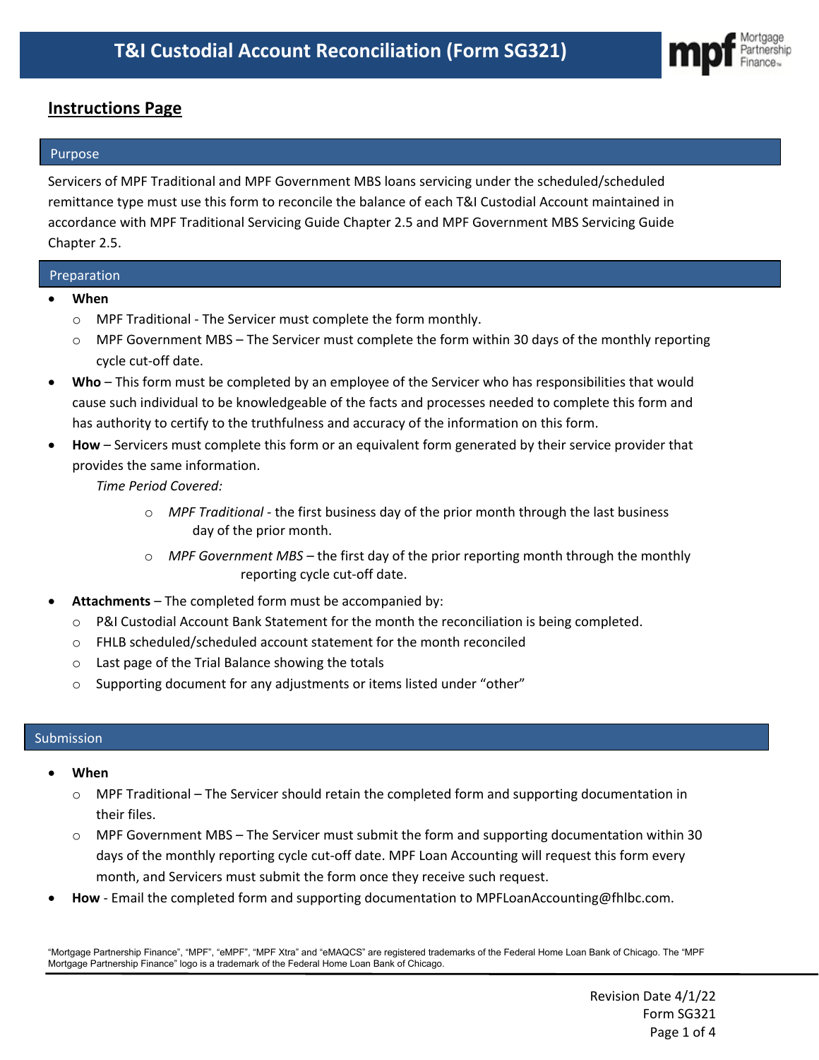# T&I Custodial Account Reconciliation (Form SG321)

## Instructions Page

### Purpose

Servicers of MPF Traditional and MPF Government MBS loans servicing under the scheduled/scheduled remittance type must use this form to reconcile the balance of each T&I Custodial Account maintained in accordance with MPF Traditional Servicing Guide Chapter 2.5 and MPF Government MBS Servicing Guide Chapter 2.5.

### Preparation

- **When**
  - MPF Traditional - The Servicer must complete the form monthly.
  - MPF Government MBS – The Servicer must complete the form within 30 days of the monthly reporting cycle cut-off date.
- **Who** – This form must be completed by an employee of the Servicer who has responsibilities that would cause such individual to be knowledgeable of the facts and processes needed to complete this form and has authority to certify to the truthfulness and accuracy of the information on this form.
- **How** – Servicers must complete this form or an equivalent form generated by their service provider that provides the same information.

  *Time Period Covered:*
  - *MPF Traditional* - the first business day of the prior month through the last business day of the prior month.
  - *MPF Government MBS* – the first day of the prior reporting month through the monthly reporting cycle cut-off date.
- **Attachments** – The completed form must be accompanied by:
  - P&I Custodial Account Bank Statement for the month the reconciliation is being completed.
  - FHLB scheduled/scheduled account statement for the month reconciled
  - Last page of the Trial Balance showing the totals
  - Supporting document for any adjustments or items listed under "other"

### Submission

- **When**
  - MPF Traditional – The Servicer should retain the completed form and supporting documentation in their files.
  - MPF Government MBS – The Servicer must submit the form and supporting documentation within 30 days of the monthly reporting cycle cut-off date. MPF Loan Accounting will request this form every month, and Servicers must submit the form once they receive such request.
- **How** - Email the completed form and supporting documentation to MPFLoanAccounting@fhlbc.com.

"Mortgage Partnership Finance", "MPF", "eMPF", "MPF Xtra" and "eMAQCS" are registered trademarks of the Federal Home Loan Bank of Chicago. The "MPF Mortgage Partnership Finance" logo is a trademark of the Federal Home Loan Bank of Chicago.

Revision Date 4/1/22
Form SG321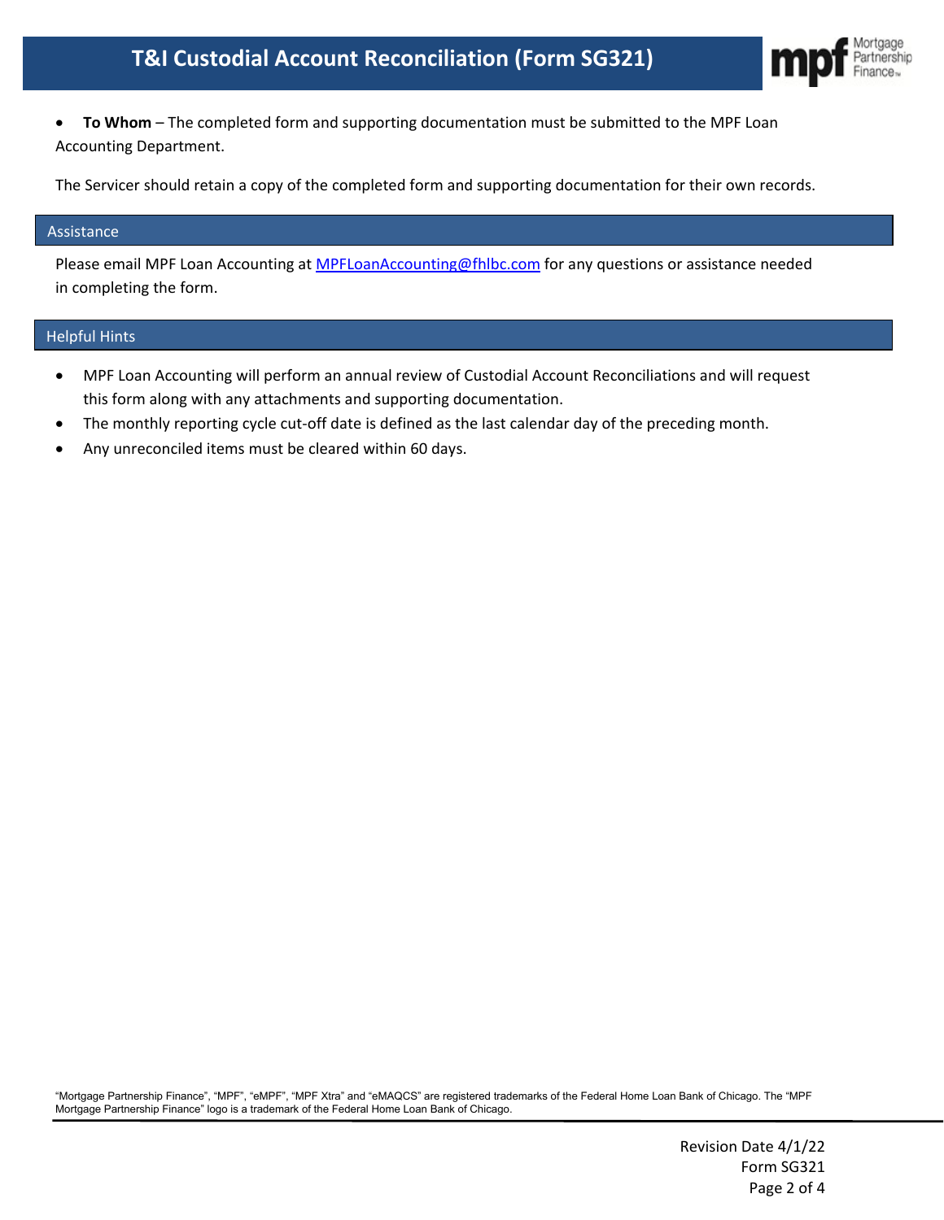- **To Whom** – The completed form and supporting documentation must be submitted to the MPF Loan Accounting Department.

The Servicer should retain a copy of the completed form and supporting documentation for their own records.

## Assistance

Please email MPF Loan Accounting at [MPFLoanAccounting@fhlbc.com](mailto:MPFLoanAccounting@fhlbc.com) for any questions or assistance needed in completing the form.

## Helpful Hints

- MPF Loan Accounting will perform an annual review of Custodial Account Reconciliations and will request this form along with any attachments and supporting documentation.
- The monthly reporting cycle cut-off date is defined as the last calendar day of the preceding month.
- Any unreconciled items must be cleared within 60 days.

"Mortgage Partnership Finance", "MPF", "eMPF", "MPF Xtra" and "eMAQCS" are registered trademarks of the Federal Home Loan Bank of Chicago. The "MPF Mortgage Partnership Finance" logo is a trademark of the Federal Home Loan Bank of Chicago.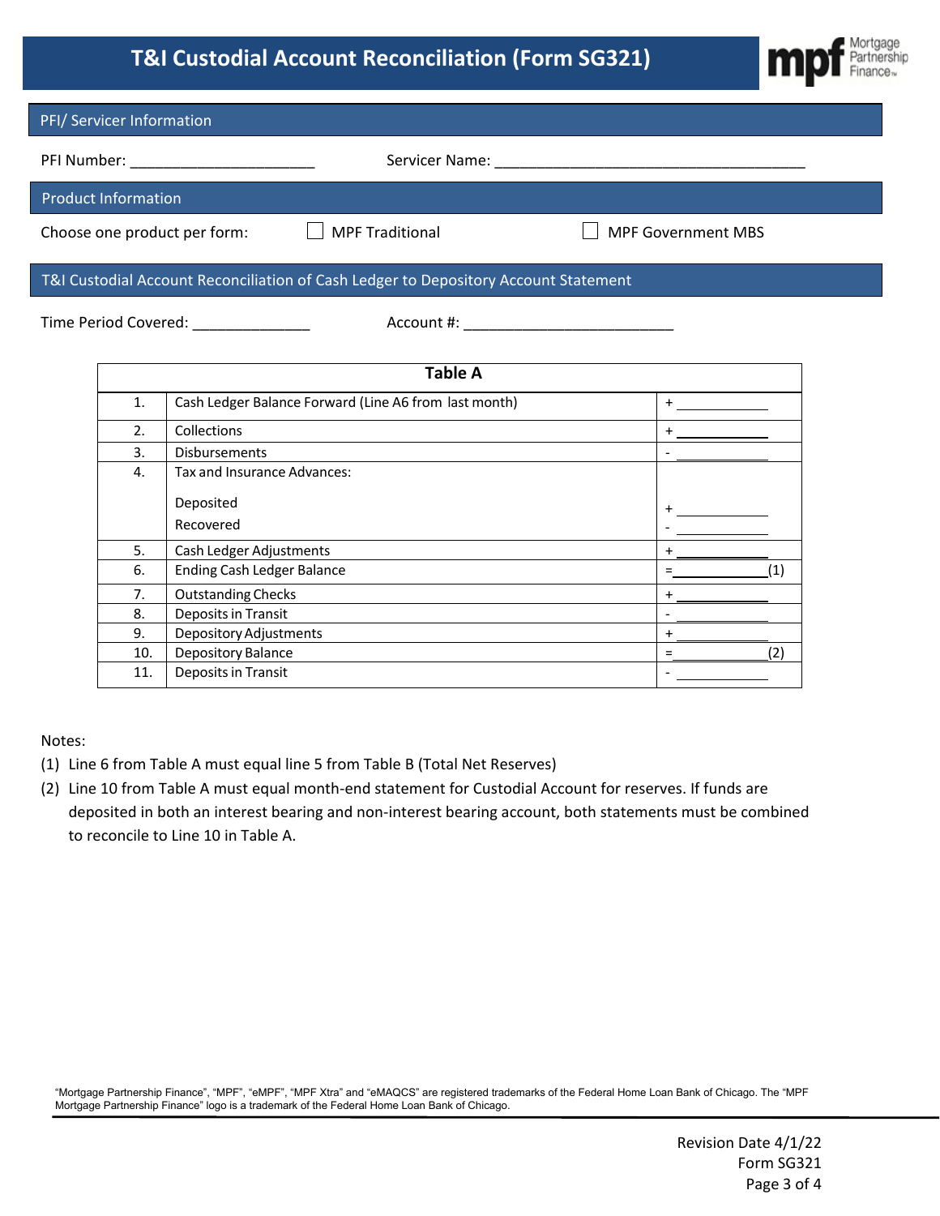# T&I Custodial Account Reconciliation (Form SG321)

## PFI/ Servicer Information

PFI Number: ______________________ Servicer Name: _____________________________________

## Product Information

Choose one product per form: ☐ MPF Traditional ☐ MPF Government MBS

## T&I Custodial Account Reconciliation of Cash Ledger to Depository Account Statement

Time Period Covered: ______________ Account #: _________________________

| Table A | | |
|---|---|---|
| 1. | Cash Ledger Balance Forward (Line A6 from last month) | + ____________ |
| 2. | Collections | + ____________ |
| 3. | Disbursements | - ____________ |
| 4. | Tax and Insurance Advances:<br><br>Deposited<br>Recovered | <br><br>+ ____________<br>- ____________ |
| 5. | Cash Ledger Adjustments | + ____________ |
| 6. | Ending Cash Ledger Balance | = ____________(1) |
| 7. | Outstanding Checks | + ____________ |
| 8. | Deposits in Transit | - ____________ |
| 9. | Depository Adjustments | + ____________ |
| 10. | Depository Balance | = ____________(2) |
| 11. | Deposits in Transit | - ____________ |

Notes:

(1) Line 6 from Table A must equal line 5 from Table B (Total Net Reserves)

(2) Line 10 from Table A must equal month-end statement for Custodial Account for reserves. If funds are deposited in both an interest bearing and non-interest bearing account, both statements must be combined to reconcile to Line 10 in Table A.

"Mortgage Partnership Finance", "MPF", "eMPF", "MPF Xtra" and "eMAQCS" are registered trademarks of the Federal Home Loan Bank of Chicago. The "MPF Mortgage Partnership Finance" logo is a trademark of the Federal Home Loan Bank of Chicago.

Revision Date 4/1/22
Form SG321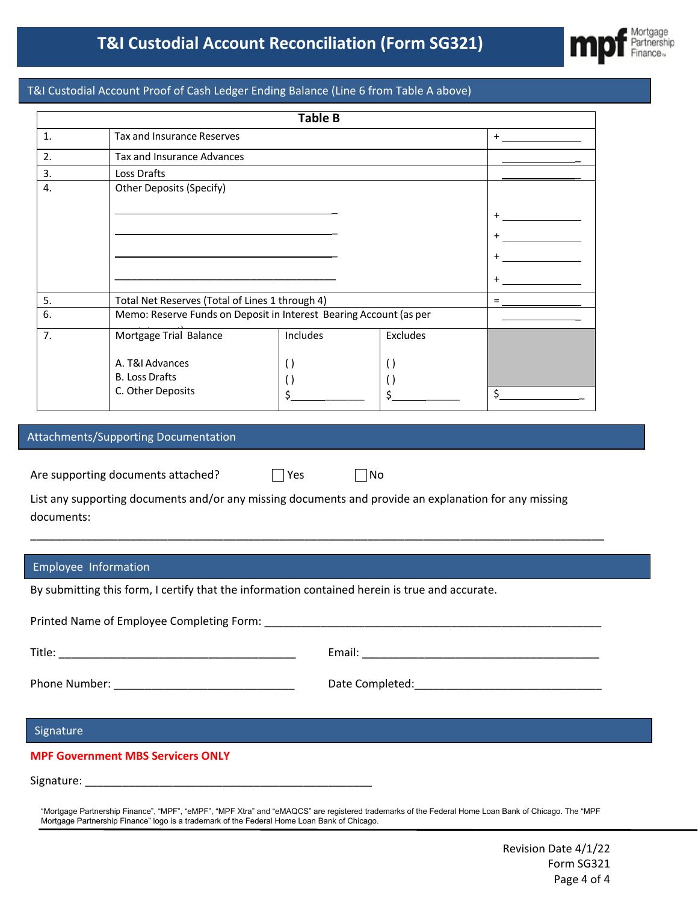# T&I Custodial Account Reconciliation (Form SG321)

## T&I Custodial Account Proof of Cash Ledger Ending Balance (Line 6 from Table A above)

**Table B**

| | | | | |
|---|---|---|---|---|
| 1. | Tax and Insurance Reserves | | | + ______________ |
| 2. | Tax and Insurance Advances | | | ______________ |
| 3. | Loss Drafts | | | ______________ |
| 4. | Other Deposits (Specify)<br>______________________________<br>______________________________<br>______________________________<br>______________________________ | | | + ______________<br>+ ______________<br>+ ______________<br>+ ______________ |
| 5. | Total Net Reserves (Total of Lines 1 through 4) | | | = ______________ |
| 6. | Memo: Reserve Funds on Deposit in Interest Bearing Account (as per | | | ______________ |
| 7. | Mortgage Trial Balance<br><br>A. T&I Advances<br>B. Loss Drafts<br>C. Other Deposits | Includes<br><br>( )<br>( )<br>$____________ | Excludes<br><br>( )<br>( )<br>$____________ | $______________ |

## Attachments/Supporting Documentation

Are supporting documents attached? ☐ Yes ☐ No

List any supporting documents and/or any missing documents and provide an explanation for any missing documents:

________________________________________________________________________________

## Employee Information

By submitting this form, I certify that the information contained herein is true and accurate.

Printed Name of Employee Completing Form: ____________________________________________

Title: ________________________________ Email: ________________________________

Phone Number: ________________________ Date Completed: __________________________

## Signature

**MPF Government MBS Servicers ONLY**

Signature: ____________________________________________

"Mortgage Partnership Finance", "MPF", "eMPF", "MPF Xtra" and "eMAQCS" are registered trademarks of the Federal Home Loan Bank of Chicago. The "MPF Mortgage Partnership Finance" logo is a trademark of the Federal Home Loan Bank of Chicago.

Revision Date 4/1/22
Form SG321